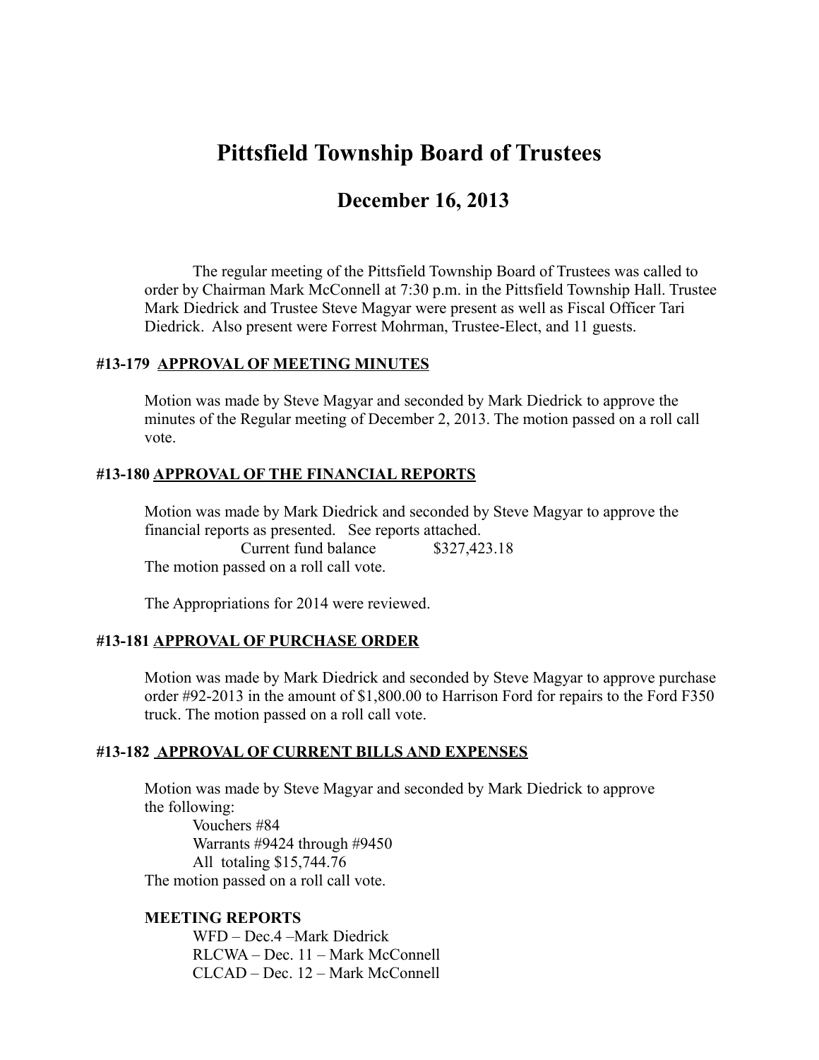# Pittsfield Township Board of Trustees

## December 16, 2013

The regular meeting of the Pittsfield Township Board of Trustees was called to order by Chairman Mark McConnell at 7:30 p.m. in the Pittsfield Township Hall. Trustee Mark Diedrick and Trustee Steve Magyar were present as well as Fiscal Officer Tari Diedrick. Also present were Forrest Mohrman, Trustee-Elect, and 11 guests.

### #13-179 APPROVAL OF MEETING MINUTES

Motion was made by Steve Magyar and seconded by Mark Diedrick to approve the minutes of the Regular meeting of December 2, 2013. The motion passed on a roll call vote.

### #13-180 APPROVAL OF THE FINANCIAL REPORTS

Motion was made by Mark Diedrick and seconded by Steve Magyar to approve the financial reports as presented. See reports attached.

Current fund balance $327,423.18

The motion passed on a roll call vote.

The Appropriations for 2014 were reviewed.

### #13-181 APPROVAL OF PURCHASE ORDER

Motion was made by Mark Diedrick and seconded by Steve Magyar to approve purchase order #92-2013 in the amount of $1,800.00 to Harrison Ford for repairs to the Ford F350 truck. The motion passed on a roll call vote.

### #13-182 APPROVAL OF CURRENT BILLS AND EXPENSES

Motion was made by Steve Magyar and seconded by Mark Diedrick to approve the following:

Vouchers #84
Warrants #9424 through #9450
All totaling $15,744.76

The motion passed on a roll call vote.

**MEETING REPORTS**

WFD – Dec.4 –Mark Diedrick
RLCWA – Dec. 11 – Mark McConnell
CLCAD – Dec. 12 – Mark McConnell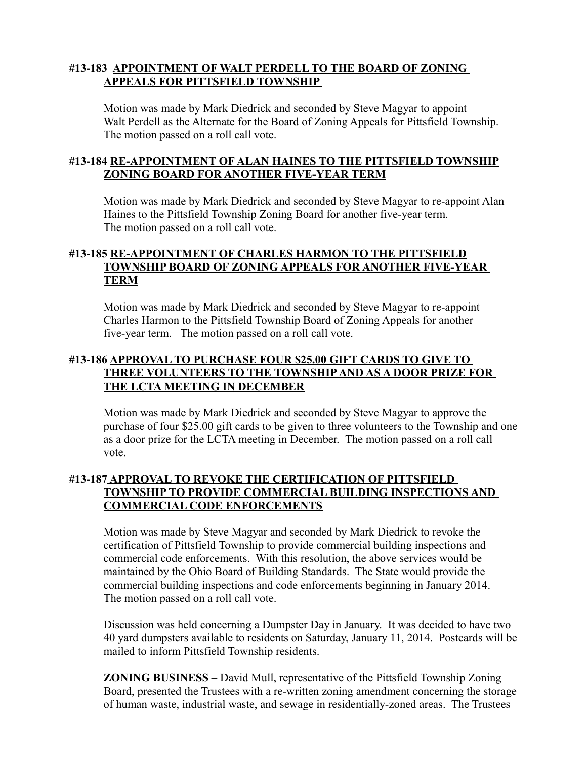**#13-183 <u>APPOINTMENT OF WALT PERDELL TO THE BOARD OF ZONING APPEALS FOR PITTSFIELD TOWNSHIP</u>**

Motion was made by Mark Diedrick and seconded by Steve Magyar to appoint Walt Perdell as the Alternate for the Board of Zoning Appeals for Pittsfield Township. The motion passed on a roll call vote.

**#13-184 <u>RE-APPOINTMENT OF ALAN HAINES TO THE PITTSFIELD TOWNSHIP ZONING BOARD FOR ANOTHER FIVE-YEAR TERM</u>**

Motion was made by Mark Diedrick and seconded by Steve Magyar to re-appoint Alan Haines to the Pittsfield Township Zoning Board for another five-year term. The motion passed on a roll call vote.

**#13-185 <u>RE-APPOINTMENT OF CHARLES HARMON TO THE PITTSFIELD TOWNSHIP BOARD OF ZONING APPEALS FOR ANOTHER FIVE-YEAR TERM</u>**

Motion was made by Mark Diedrick and seconded by Steve Magyar to re-appoint Charles Harmon to the Pittsfield Township Board of Zoning Appeals for another five-year term. The motion passed on a roll call vote.

**#13-186 <u>APPROVAL TO PURCHASE FOUR $25.00 GIFT CARDS TO GIVE TO THREE VOLUNTEERS TO THE TOWNSHIP AND AS A DOOR PRIZE FOR THE LCTA MEETING IN DECEMBER</u>**

Motion was made by Mark Diedrick and seconded by Steve Magyar to approve the purchase of four $25.00 gift cards to be given to three volunteers to the Township and one as a door prize for the LCTA meeting in December. The motion passed on a roll call vote.

**#13-187 <u>APPROVAL TO REVOKE THE CERTIFICATION OF PITTSFIELD TOWNSHIP TO PROVIDE COMMERCIAL BUILDING INSPECTIONS AND COMMERCIAL CODE ENFORCEMENTS</u>**

Motion was made by Steve Magyar and seconded by Mark Diedrick to revoke the certification of Pittsfield Township to provide commercial building inspections and commercial code enforcements. With this resolution, the above services would be maintained by the Ohio Board of Building Standards. The State would provide the commercial building inspections and code enforcements beginning in January 2014. The motion passed on a roll call vote.

Discussion was held concerning a Dumpster Day in January. It was decided to have two 40 yard dumpsters available to residents on Saturday, January 11, 2014. Postcards will be mailed to inform Pittsfield Township residents.

**ZONING BUSINESS –** David Mull, representative of the Pittsfield Township Zoning Board, presented the Trustees with a re-written zoning amendment concerning the storage of human waste, industrial waste, and sewage in residentially-zoned areas. The Trustees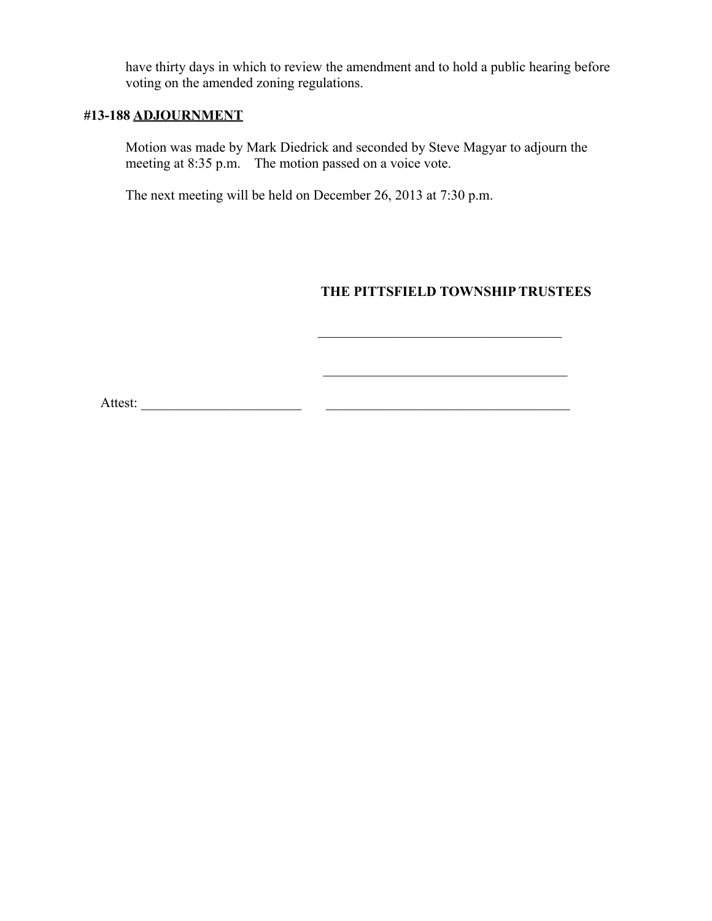have thirty days in which to review the amendment and to hold a public hearing before voting on the amended zoning regulations.

**#13-188 ADJOURNMENT**

Motion was made by Mark Diedrick and seconded by Steve Magyar to adjourn the meeting at 8:35 p.m. The motion passed on a voice vote.

The next meeting will be held on December 26, 2013 at 7:30 p.m.

**THE PITTSFIELD TOWNSHIP TRUSTEES**

____________________________________

____________________________________

Attest: ________________________ ____________________________________